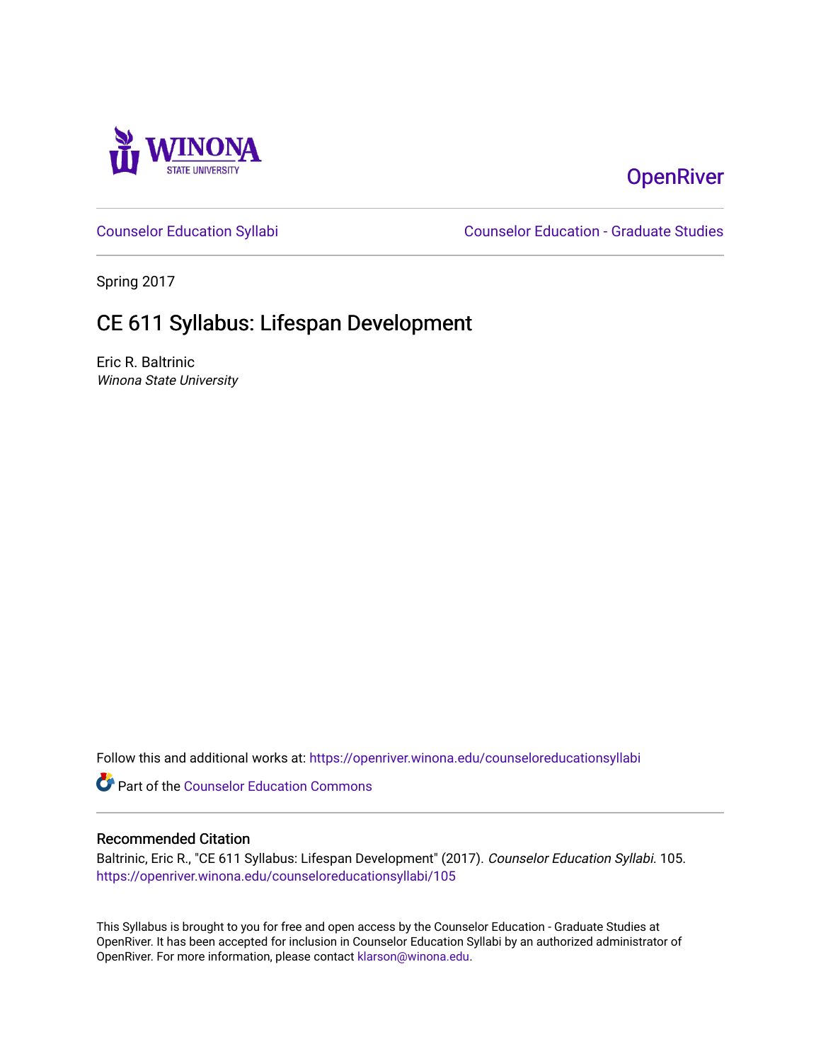Winona State University

OpenRiver

Counselor Education Syllabi

Counselor Education - Graduate Studies

Spring 2017

# CE 611 Syllabus: Lifespan Development

Eric R. Baltrinic

*Winona State University*

Follow this and additional works at: https://openriver.winona.edu/counseloreducationsyllabi

Part of the Counselor Education Commons

## Recommended Citation

Baltrinic, Eric R., "CE 611 Syllabus: Lifespan Development" (2017). *Counselor Education Syllabi*. 105.
https://openriver.winona.edu/counseloreducationsyllabi/105

This Syllabus is brought to you for free and open access by the Counselor Education - Graduate Studies at OpenRiver. It has been accepted for inclusion in Counselor Education Syllabi by an authorized administrator of OpenRiver. For more information, please contact klarson@winona.edu.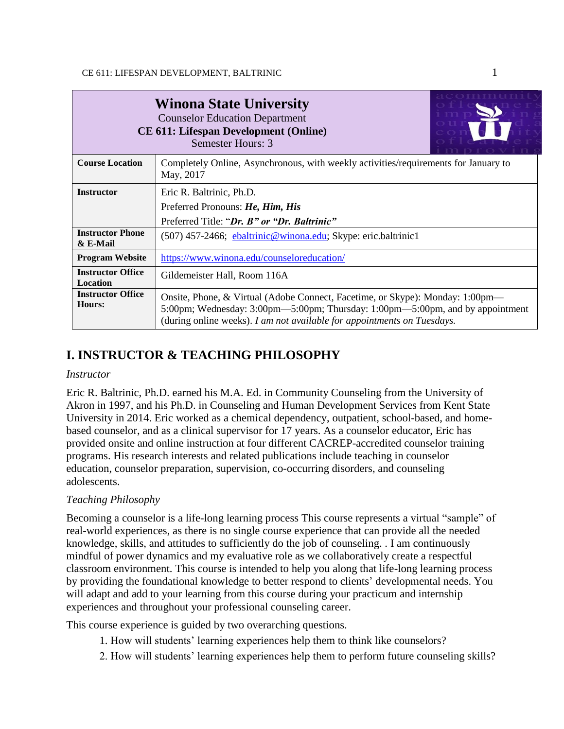| **Winona State University**<br>Counselor Education Department<br>**CE 611: Lifespan Development (Online)**<br>Semester Hours: 3 | |
|---|---|
| **Course Location** | Completely Online, Asynchronous, with weekly activities/requirements for January to May, 2017 |
| **Instructor** | Eric R. Baltrinic, Ph.D.<br>Preferred Pronouns: ***He, Him, His***<br>Preferred Title: "***Dr. B" or "Dr. Baltrinic"*** |
| **Instructor Phone & E-Mail** | (507) 457-2466; ebaltrinic@winona.edu; Skype: eric.baltrinic1 |
| **Program Website** | https://www.winona.edu/counseloreducation/ |
| **Instructor Office Location** | Gildemeister Hall, Room 116A |
| **Instructor Office Hours:** | Onsite, Phone, & Virtual (Adobe Connect, Facetime, or Skype): Monday: 1:00pm—5:00pm; Wednesday: 3:00pm—5:00pm; Thursday: 1:00pm—5:00pm, and by appointment (during online weeks). *I am not available for appointments on Tuesdays.* |

## I. INSTRUCTOR & TEACHING PHILOSOPHY

*Instructor*

Eric R. Baltrinic, Ph.D. earned his M.A. Ed. in Community Counseling from the University of Akron in 1997, and his Ph.D. in Counseling and Human Development Services from Kent State University in 2014. Eric worked as a chemical dependency, outpatient, school-based, and home-based counselor, and as a clinical supervisor for 17 years. As a counselor educator, Eric has provided onsite and online instruction at four different CACREP-accredited counselor training programs. His research interests and related publications include teaching in counselor education, counselor preparation, supervision, co-occurring disorders, and counseling adolescents.

*Teaching Philosophy*

Becoming a counselor is a life-long learning process This course represents a virtual "sample" of real-world experiences, as there is no single course experience that can provide all the needed knowledge, skills, and attitudes to sufficiently do the job of counseling. . I am continuously mindful of power dynamics and my evaluative role as we collaboratively create a respectful classroom environment. This course is intended to help you along that life-long learning process by providing the foundational knowledge to better respond to clients' developmental needs. You will adapt and add to your learning from this course during your practicum and internship experiences and throughout your professional counseling career.

This course experience is guided by two overarching questions.

1. How will students' learning experiences help them to think like counselors?
2. How will students' learning experiences help them to perform future counseling skills?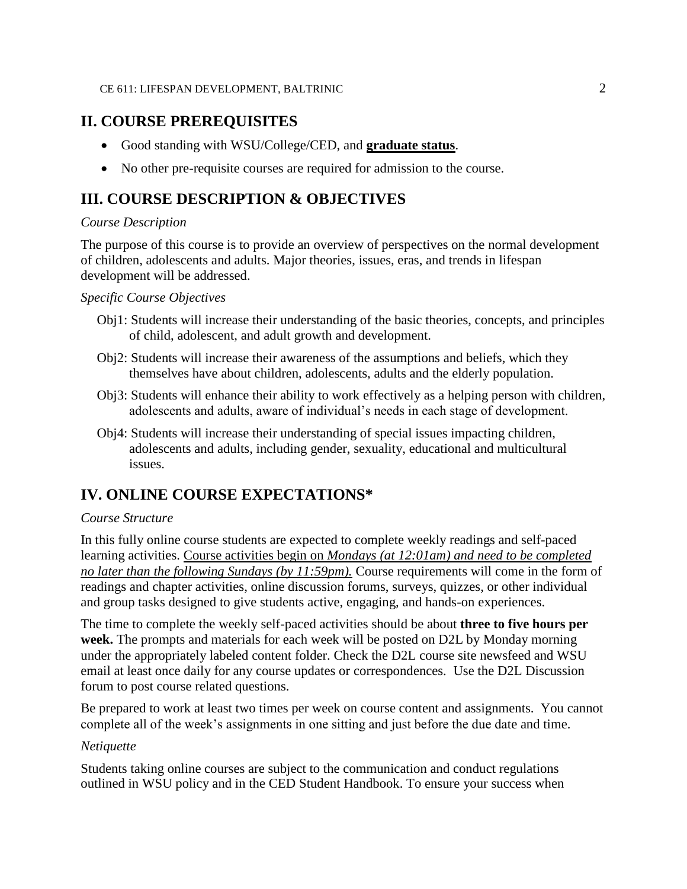## II. COURSE PREREQUISITES

- Good standing with WSU/College/CED, and **graduate status**.
- No other pre-requisite courses are required for admission to the course.

## III. COURSE DESCRIPTION & OBJECTIVES

*Course Description*

The purpose of this course is to provide an overview of perspectives on the normal development of children, adolescents and adults. Major theories, issues, eras, and trends in lifespan development will be addressed.

*Specific Course Objectives*

Obj1: Students will increase their understanding of the basic theories, concepts, and principles of child, adolescent, and adult growth and development.

Obj2: Students will increase their awareness of the assumptions and beliefs, which they themselves have about children, adolescents, adults and the elderly population.

Obj3: Students will enhance their ability to work effectively as a helping person with children, adolescents and adults, aware of individual's needs in each stage of development.

Obj4: Students will increase their understanding of special issues impacting children, adolescents and adults, including gender, sexuality, educational and multicultural issues.

## IV. ONLINE COURSE EXPECTATIONS*

*Course Structure*

In this fully online course students are expected to complete weekly readings and self-paced learning activities. <u>Course activities begin on *Mondays (at 12:01am) and need to be completed no later than the following Sundays (by 11:59pm).*</u> Course requirements will come in the form of readings and chapter activities, online discussion forums, surveys, quizzes, or other individual and group tasks designed to give students active, engaging, and hands-on experiences.

The time to complete the weekly self-paced activities should be about **three to five hours per week.** The prompts and materials for each week will be posted on D2L by Monday morning under the appropriately labeled content folder. Check the D2L course site newsfeed and WSU email at least once daily for any course updates or correspondences. Use the D2L Discussion forum to post course related questions.

Be prepared to work at least two times per week on course content and assignments. You cannot complete all of the week's assignments in one sitting and just before the due date and time.

*Netiquette*

Students taking online courses are subject to the communication and conduct regulations outlined in WSU policy and in the CED Student Handbook. To ensure your success when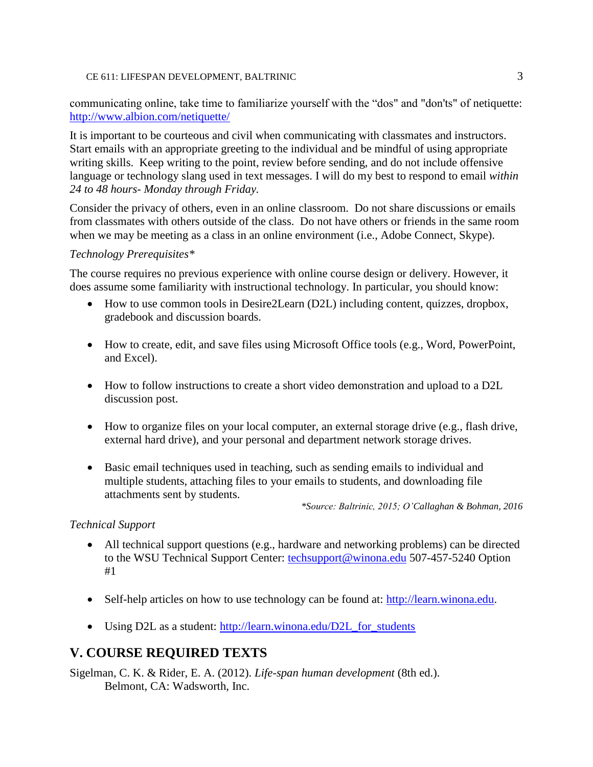communicating online, take time to familiarize yourself with the “dos" and "don'ts" of netiquette: [http://www.albion.com/netiquette/](http://www.albion.com/netiquette/)

It is important to be courteous and civil when communicating with classmates and instructors. Start emails with an appropriate greeting to the individual and be mindful of using appropriate writing skills. Keep writing to the point, review before sending, and do not include offensive language or technology slang used in text messages. I will do my best to respond to email *within 24 to 48 hours- Monday through Friday.*

Consider the privacy of others, even in an online classroom. Do not share discussions or emails from classmates with others outside of the class. Do not have others or friends in the same room when we may be meeting as a class in an online environment (i.e., Adobe Connect, Skype).

*Technology Prerequisites**

The course requires no previous experience with online course design or delivery. However, it does assume some familiarity with instructional technology. In particular, you should know:

- How to use common tools in Desire2Learn (D2L) including content, quizzes, dropbox, gradebook and discussion boards.
- How to create, edit, and save files using Microsoft Office tools (e.g., Word, PowerPoint, and Excel).
- How to follow instructions to create a short video demonstration and upload to a D2L discussion post.
- How to organize files on your local computer, an external storage drive (e.g., flash drive, external hard drive), and your personal and department network storage drives.
- Basic email techniques used in teaching, such as sending emails to individual and multiple students, attaching files to your emails to students, and downloading file attachments sent by students.

*\*Source: Baltrinic, 2015; O’Callaghan & Bohman, 2016*

*Technical Support*

- All technical support questions (e.g., hardware and networking problems) can be directed to the WSU Technical Support Center: [techsupport@winona.edu](mailto:techsupport@winona.edu) 507-457-5240 Option #1
- Self-help articles on how to use technology can be found at: [http://learn.winona.edu](http://learn.winona.edu).
- Using D2L as a student: [http://learn.winona.edu/D2L_for_students](http://learn.winona.edu/D2L_for_students)

## V. COURSE REQUIRED TEXTS

Sigelman, C. K. & Rider, E. A. (2012). *Life-span human development* (8th ed.). Belmont, CA: Wadsworth, Inc.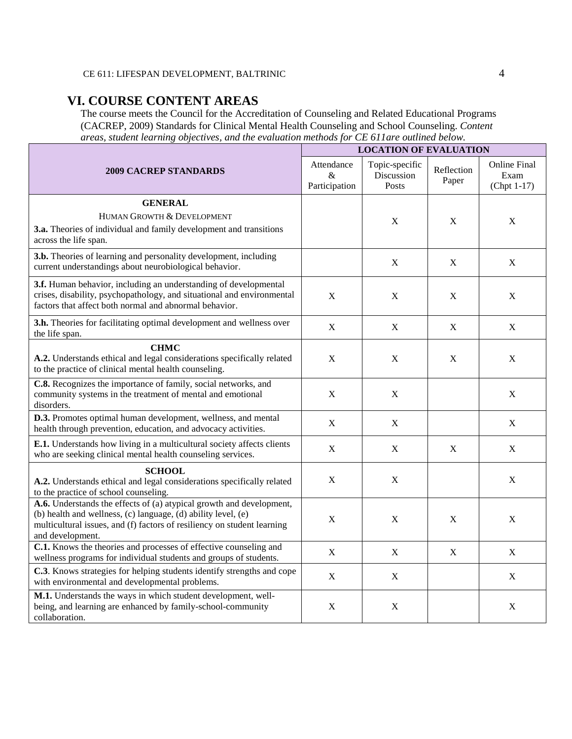# VI. COURSE CONTENT AREAS

The course meets the Council for the Accreditation of Counseling and Related Educational Programs (CACREP, 2009) Standards for Clinical Mental Health Counseling and School Counseling. *Content areas, student learning objectives, and the evaluation methods for CE 611are outlined below.*

| 2009 CACREP STANDARDS | LOCATION OF EVALUATION | | | |
|---|---|---|---|---|
| | Attendance & Participation | Topic-specific Discussion Posts | Reflection Paper | Online Final Exam (Chpt 1-17) |
| **GENERAL** HUMAN GROWTH & DEVELOPMENT **3.a.** Theories of individual and family development and transitions across the life span. | | X | X | X |
| **3.b.** Theories of learning and personality development, including current understandings about neurobiological behavior. | | X | X | X |
| **3.f.** Human behavior, including an understanding of developmental crises, disability, psychopathology, and situational and environmental factors that affect both normal and abnormal behavior. | X | X | X | X |
| **3.h.** Theories for facilitating optimal development and wellness over the life span. | X | X | X | X |
| **CHMC** **A.2.** Understands ethical and legal considerations specifically related to the practice of clinical mental health counseling. | X | X | X | X |
| **C.8.** Recognizes the importance of family, social networks, and community systems in the treatment of mental and emotional disorders. | X | X | | X |
| **D.3.** Promotes optimal human development, wellness, and mental health through prevention, education, and advocacy activities. | X | X | | X |
| **E.1.** Understands how living in a multicultural society affects clients who are seeking clinical mental health counseling services. | X | X | X | X |
| **SCHOOL** **A.2.** Understands ethical and legal considerations specifically related to the practice of school counseling. | X | X | | X |
| **A.6.** Understands the effects of (a) atypical growth and development, (b) health and wellness, (c) language, (d) ability level, (e) multicultural issues, and (f) factors of resiliency on student learning and development. | X | X | X | X |
| **C.1.** Knows the theories and processes of effective counseling and wellness programs for individual students and groups of students. | X | X | X | X |
| **C.3**. Knows strategies for helping students identify strengths and cope with environmental and developmental problems. | X | X | | X |
| **M.1.** Understands the ways in which student development, well-being, and learning are enhanced by family-school-community collaboration. | X | X | | X |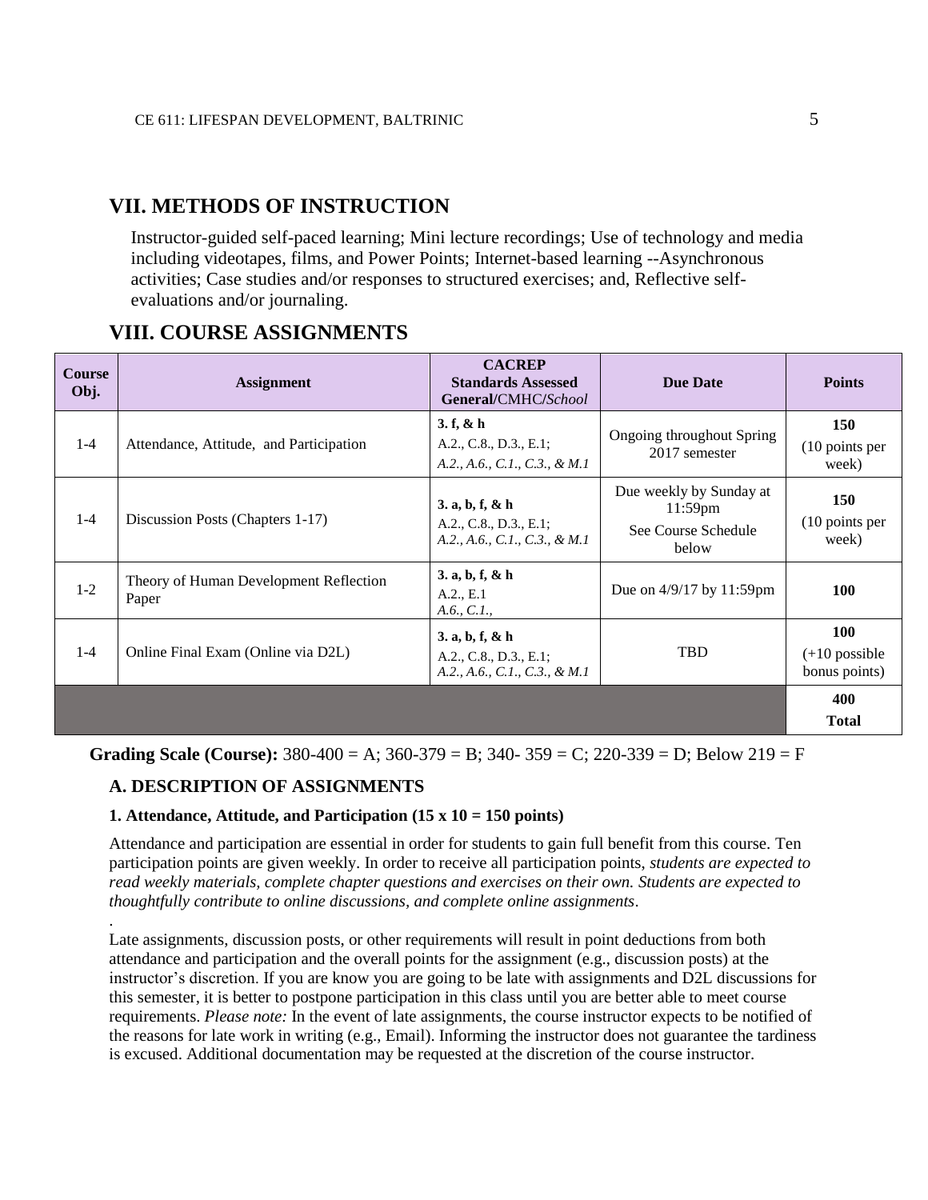## VII. METHODS OF INSTRUCTION

Instructor-guided self-paced learning; Mini lecture recordings; Use of technology and media including videotapes, films, and Power Points; Internet-based learning --Asynchronous activities; Case studies and/or responses to structured exercises; and, Reflective self-evaluations and/or journaling.

## VIII. COURSE ASSIGNMENTS

| Course Obj. | Assignment | CACREP Standards Assessed **General**/CMHC/*School* | Due Date | Points |
|---|---|---|---|---|
| 1-4 | Attendance, Attitude, and Participation | **3. f, & h** A.2., C.8., D.3., E.1; *A.2., A.6., C.1., C.3., & M.1* | Ongoing throughout Spring 2017 semester | **150** (10 points per week) |
| 1-4 | Discussion Posts (Chapters 1-17) | **3. a, b, f, & h** A.2., C.8., D.3., E.1; *A.2., A.6., C.1., C.3., & M.1* | Due weekly by Sunday at 11:59pm See Course Schedule below | **150** (10 points per week) |
| 1-2 | Theory of Human Development Reflection Paper | **3. a, b, f, & h** A.2., E.1 *A.6., C.1.,* | Due on 4/9/17 by 11:59pm | **100** |
| 1-4 | Online Final Exam (Online via D2L) | **3. a, b, f, & h** A.2., C.8., D.3., E.1; *A.2., A.6., C.1., C.3., & M.1* | TBD | **100** (+10 possible bonus points) |
| | | | | **400 Total** |

**Grading Scale (Course):** 380-400 = A; 360-379 = B; 340- 359 = C; 220-339 = D; Below 219 = F

### A. DESCRIPTION OF ASSIGNMENTS

#### 1. Attendance, Attitude, and Participation (15 x 10 = 150 points)

Attendance and participation are essential in order for students to gain full benefit from this course. Ten participation points are given weekly. In order to receive all participation points, *students are expected to read weekly materials, complete chapter questions and exercises on their own. Students are expected to thoughtfully contribute to online discussions, and complete online assignments*.

Late assignments, discussion posts, or other requirements will result in point deductions from both attendance and participation and the overall points for the assignment (e.g., discussion posts) at the instructor's discretion. If you are know you are going to be late with assignments and D2L discussions for this semester, it is better to postpone participation in this class until you are better able to meet course requirements. *Please note:* In the event of late assignments, the course instructor expects to be notified of the reasons for late work in writing (e.g., Email). Informing the instructor does not guarantee the tardiness is excused. Additional documentation may be requested at the discretion of the course instructor.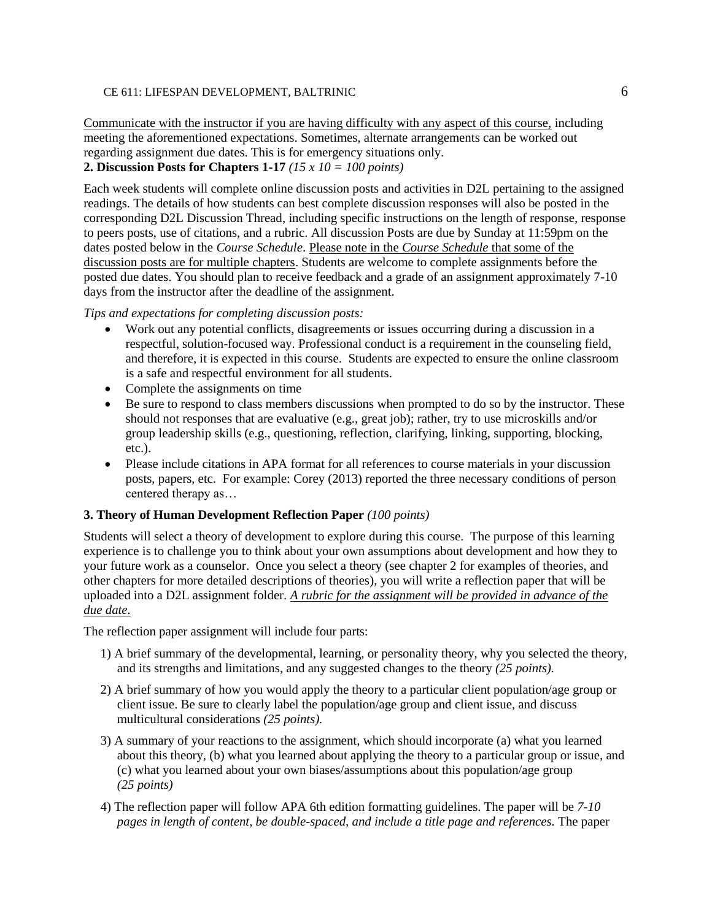<u>Communicate with the instructor if you are having difficulty with any aspect of this course,</u> including meeting the aforementioned expectations. Sometimes, alternate arrangements can be worked out regarding assignment due dates. This is for emergency situations only.

**2. Discussion Posts for Chapters 1-17** *(15 x 10 = 100 points)*

Each week students will complete online discussion posts and activities in D2L pertaining to the assigned readings. The details of how students can best complete discussion responses will also be posted in the corresponding D2L Discussion Thread, including specific instructions on the length of response, response to peers posts, use of citations, and a rubric. All discussion Posts are due by Sunday at 11:59pm on the dates posted below in the *Course Schedule*. <u>Please note in the *Course Schedule* that some of the discussion posts are for multiple chapters</u>. Students are welcome to complete assignments before the posted due dates. You should plan to receive feedback and a grade of an assignment approximately 7-10 days from the instructor after the deadline of the assignment.

*Tips and expectations for completing discussion posts:*

- Work out any potential conflicts, disagreements or issues occurring during a discussion in a respectful, solution-focused way. Professional conduct is a requirement in the counseling field, and therefore, it is expected in this course. Students are expected to ensure the online classroom is a safe and respectful environment for all students.
- Complete the assignments on time
- Be sure to respond to class members discussions when prompted to do so by the instructor. These should not responses that are evaluative (e.g., great job); rather, try to use microskills and/or group leadership skills (e.g., questioning, reflection, clarifying, linking, supporting, blocking, etc.).
- Please include citations in APA format for all references to course materials in your discussion posts, papers, etc. For example: Corey (2013) reported the three necessary conditions of person centered therapy as…

**3. Theory of Human Development Reflection Paper** *(100 points)*

Students will select a theory of development to explore during this course. The purpose of this learning experience is to challenge you to think about your own assumptions about development and how they to your future work as a counselor. Once you select a theory (see chapter 2 for examples of theories, and other chapters for more detailed descriptions of theories), you will write a reflection paper that will be uploaded into a D2L assignment folder. <u>*A rubric for the assignment will be provided in advance of the due date.*</u>

The reflection paper assignment will include four parts:

1) A brief summary of the developmental, learning, or personality theory, why you selected the theory, and its strengths and limitations, and any suggested changes to the theory *(25 points).*
2) A brief summary of how you would apply the theory to a particular client population/age group or client issue. Be sure to clearly label the population/age group and client issue, and discuss multicultural considerations *(25 points).*
3) A summary of your reactions to the assignment, which should incorporate (a) what you learned about this theory, (b) what you learned about applying the theory to a particular group or issue, and (c) what you learned about your own biases/assumptions about this population/age group *(25 points)*
4) The reflection paper will follow APA 6th edition formatting guidelines. The paper will be *7-10 pages in length of content, be double-spaced, and include a title page and references.* The paper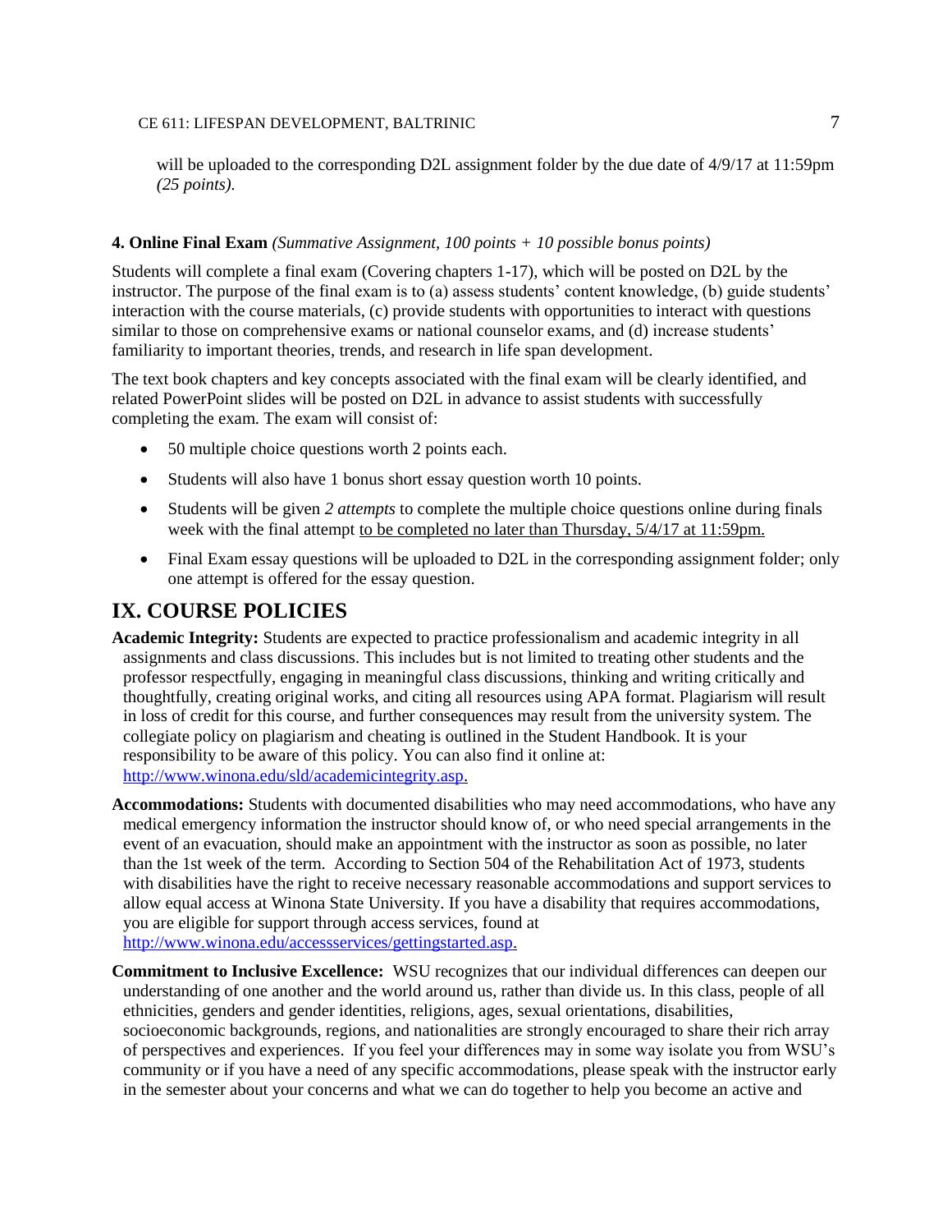will be uploaded to the corresponding D2L assignment folder by the due date of 4/9/17 at 11:59pm *(25 points).*

**4. Online Final Exam** *(Summative Assignment, 100 points + 10 possible bonus points)*

Students will complete a final exam (Covering chapters 1-17), which will be posted on D2L by the instructor. The purpose of the final exam is to (a) assess students' content knowledge, (b) guide students' interaction with the course materials, (c) provide students with opportunities to interact with questions similar to those on comprehensive exams or national counselor exams, and (d) increase students' familiarity to important theories, trends, and research in life span development.

The text book chapters and key concepts associated with the final exam will be clearly identified, and related PowerPoint slides will be posted on D2L in advance to assist students with successfully completing the exam. The exam will consist of:

- 50 multiple choice questions worth 2 points each.
- Students will also have 1 bonus short essay question worth 10 points.
- Students will be given *2 attempts* to complete the multiple choice questions online during finals week with the final attempt to be completed no later than Thursday, 5/4/17 at 11:59pm.
- Final Exam essay questions will be uploaded to D2L in the corresponding assignment folder; only one attempt is offered for the essay question.

# IX. COURSE POLICIES

**Academic Integrity:** Students are expected to practice professionalism and academic integrity in all assignments and class discussions. This includes but is not limited to treating other students and the professor respectfully, engaging in meaningful class discussions, thinking and writing critically and thoughtfully, creating original works, and citing all resources using APA format. Plagiarism will result in loss of credit for this course, and further consequences may result from the university system. The collegiate policy on plagiarism and cheating is outlined in the Student Handbook. It is your responsibility to be aware of this policy. You can also find it online at: http://www.winona.edu/sld/academicintegrity.asp.

**Accommodations:** Students with documented disabilities who may need accommodations, who have any medical emergency information the instructor should know of, or who need special arrangements in the event of an evacuation, should make an appointment with the instructor as soon as possible, no later than the 1st week of the term. According to Section 504 of the Rehabilitation Act of 1973, students with disabilities have the right to receive necessary reasonable accommodations and support services to allow equal access at Winona State University. If you have a disability that requires accommodations, you are eligible for support through access services, found at http://www.winona.edu/accessservices/gettingstarted.asp.

**Commitment to Inclusive Excellence:** WSU recognizes that our individual differences can deepen our understanding of one another and the world around us, rather than divide us. In this class, people of all ethnicities, genders and gender identities, religions, ages, sexual orientations, disabilities, socioeconomic backgrounds, regions, and nationalities are strongly encouraged to share their rich array of perspectives and experiences. If you feel your differences may in some way isolate you from WSU's community or if you have a need of any specific accommodations, please speak with the instructor early in the semester about your concerns and what we can do together to help you become an active and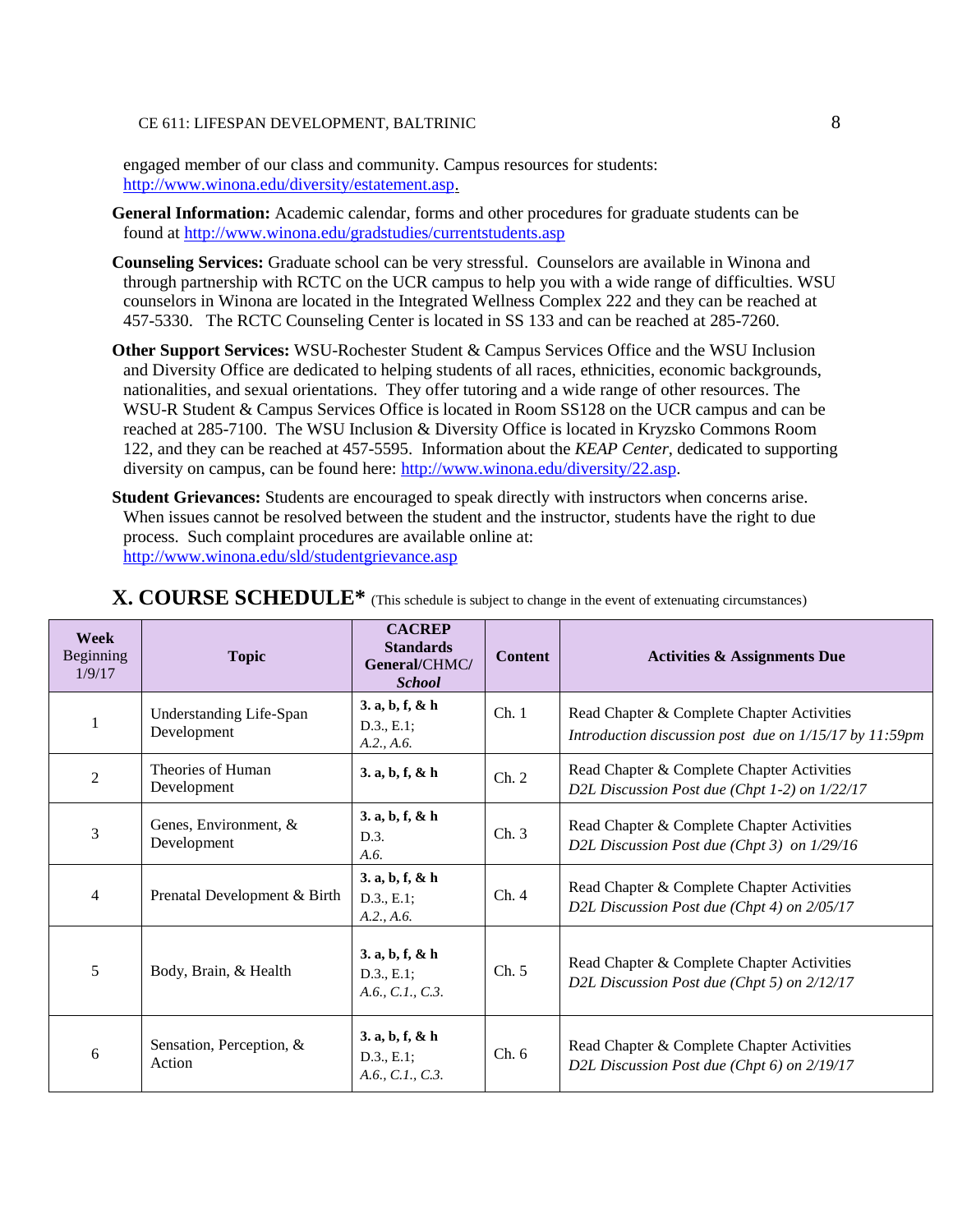engaged member of our class and community. Campus resources for students: http://www.winona.edu/diversity/estatement.asp.

**General Information:** Academic calendar, forms and other procedures for graduate students can be found at http://www.winona.edu/gradstudies/currentstudents.asp

**Counseling Services:** Graduate school can be very stressful. Counselors are available in Winona and through partnership with RCTC on the UCR campus to help you with a wide range of difficulties. WSU counselors in Winona are located in the Integrated Wellness Complex 222 and they can be reached at 457-5330. The RCTC Counseling Center is located in SS 133 and can be reached at 285-7260.

**Other Support Services:** WSU-Rochester Student & Campus Services Office and the WSU Inclusion and Diversity Office are dedicated to helping students of all races, ethnicities, economic backgrounds, nationalities, and sexual orientations. They offer tutoring and a wide range of other resources. The WSU-R Student & Campus Services Office is located in Room SS128 on the UCR campus and can be reached at 285-7100. The WSU Inclusion & Diversity Office is located in Kryzsko Commons Room 122, and they can be reached at 457-5595. Information about the *KEAP Center*, dedicated to supporting diversity on campus, can be found here: http://www.winona.edu/diversity/22.asp.

**Student Grievances:** Students are encouraged to speak directly with instructors when concerns arise. When issues cannot be resolved between the student and the instructor, students have the right to due process. Such complaint procedures are available online at: http://www.winona.edu/sld/studentgrievance.asp

## X. COURSE SCHEDULE* (This schedule is subject to change in the event of extenuating circumstances)

| **Week** Beginning 1/9/17 | **Topic** | **CACREP Standards General**/CHMC/ ***School*** | **Content** | **Activities & Assignments Due** |
|---|---|---|---|---|
| 1 | Understanding Life-Span Development | **3. a, b, f, & h** D.3., E.1; *A.2., A.6.* | Ch. 1 | Read Chapter & Complete Chapter Activities *Introduction discussion post due on 1/15/17 by 11:59pm* |
| 2 | Theories of Human Development | **3. a, b, f, & h** | Ch. 2 | Read Chapter & Complete Chapter Activities *D2L Discussion Post due (Chpt 1-2) on 1/22/17* |
| 3 | Genes, Environment, & Development | **3. a, b, f, & h** D.3. *A.6.* | Ch. 3 | Read Chapter & Complete Chapter Activities *D2L Discussion Post due (Chpt 3) on 1/29/16* |
| 4 | Prenatal Development & Birth | **3. a, b, f, & h** D.3., E.1; *A.2., A.6.* | Ch. 4 | Read Chapter & Complete Chapter Activities *D2L Discussion Post due (Chpt 4) on 2/05/17* |
| 5 | Body, Brain, & Health | **3. a, b, f, & h** D.3., E.1; *A.6., C.1., C.3.* | Ch. 5 | Read Chapter & Complete Chapter Activities *D2L Discussion Post due (Chpt 5) on 2/12/17* |
| 6 | Sensation, Perception, & Action | **3. a, b, f, & h** D.3., E.1; *A.6., C.1., C.3.* | Ch. 6 | Read Chapter & Complete Chapter Activities *D2L Discussion Post due (Chpt 6) on 2/19/17* |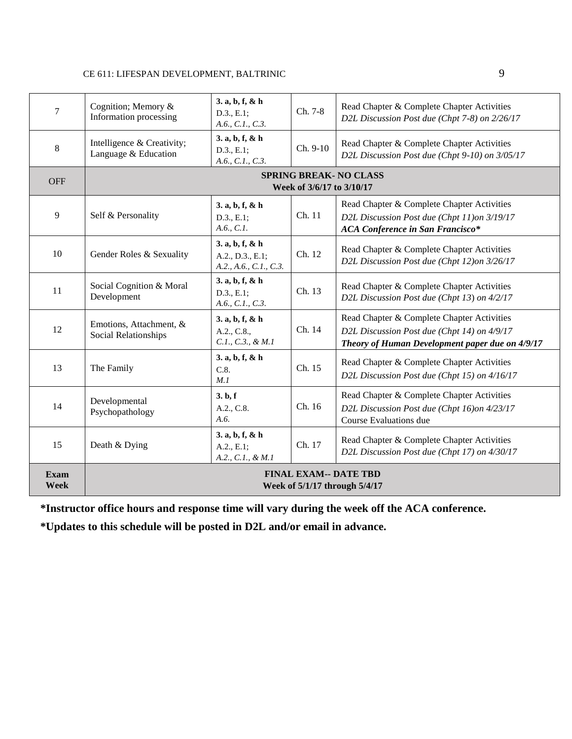| | | | | |
|---|---|---|---|---|
| 7 | Cognition; Memory & Information processing | **3. a, b, f, & h** D.3., E.1; *A.6., C.1., C.3.* | Ch. 7-8 | Read Chapter & Complete Chapter Activities *D2L Discussion Post due (Chpt 7-8) on 2/26/17* |
| 8 | Intelligence & Creativity; Language & Education | **3. a, b, f, & h** D.3., E.1; *A.6., C.1., C.3.* | Ch. 9-10 | Read Chapter & Complete Chapter Activities *D2L Discussion Post due (Chpt 9-10) on 3/05/17* |
| OFF | **SPRING BREAK- NO CLASS Week of 3/6/17 to 3/10/17** | | | |
| 9 | Self & Personality | **3. a, b, f, & h** D.3., E.1; *A.6., C.1.* | Ch. 11 | Read Chapter & Complete Chapter Activities *D2L Discussion Post due (Chpt 11)on 3/19/17* ***ACA Conference in San Francisco**** |
| 10 | Gender Roles & Sexuality | **3. a, b, f, & h** A.2., D.3., E.1; *A.2., A.6., C.1., C.3.* | Ch. 12 | Read Chapter & Complete Chapter Activities *D2L Discussion Post due (Chpt 12)on 3/26/17* |
| 11 | Social Cognition & Moral Development | **3. a, b, f, & h** D.3., E.1; *A.6., C.1., C.3.* | Ch. 13 | Read Chapter & Complete Chapter Activities *D2L Discussion Post due (Chpt 13) on 4/2/17* |
| 12 | Emotions, Attachment, & Social Relationships | **3. a, b, f, & h** A.2., C.8., *C.1., C.3., & M.1* | Ch. 14 | Read Chapter & Complete Chapter Activities *D2L Discussion Post due (Chpt 14) on 4/9/17* ***Theory of Human Development paper due on 4/9/17*** |
| 13 | The Family | **3. a, b, f, & h** C.8. *M.1* | Ch. 15 | Read Chapter & Complete Chapter Activities *D2L Discussion Post due (Chpt 15) on 4/16/17* |
| 14 | Developmental Psychopathology | **3. b, f** A.2., C.8. *A.6.* | Ch. 16 | Read Chapter & Complete Chapter Activities *D2L Discussion Post due (Chpt 16)on 4/23/17* Course Evaluations due |
| 15 | Death & Dying | **3. a, b, f, & h** A.2., E.1; *A.2., C.1., & M.1* | Ch. 17 | Read Chapter & Complete Chapter Activities *D2L Discussion Post due (Chpt 17) on 4/30/17* |
| **Exam Week** | **FINAL EXAM-- DATE TBD Week of 5/1/17 through 5/4/17** | | | |

**\*Instructor office hours and response time will vary during the week off the ACA conference.**

**\*Updates to this schedule will be posted in D2L and/or email in advance.**